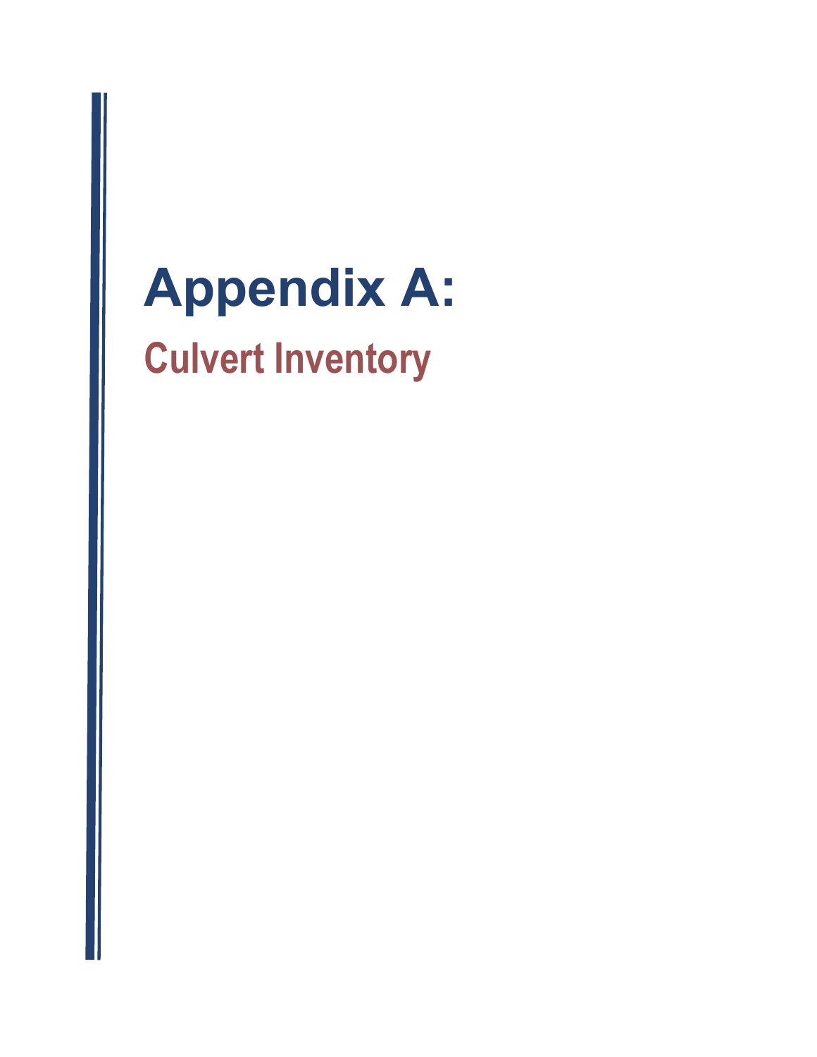# Appendix A:

## Culvert Inventory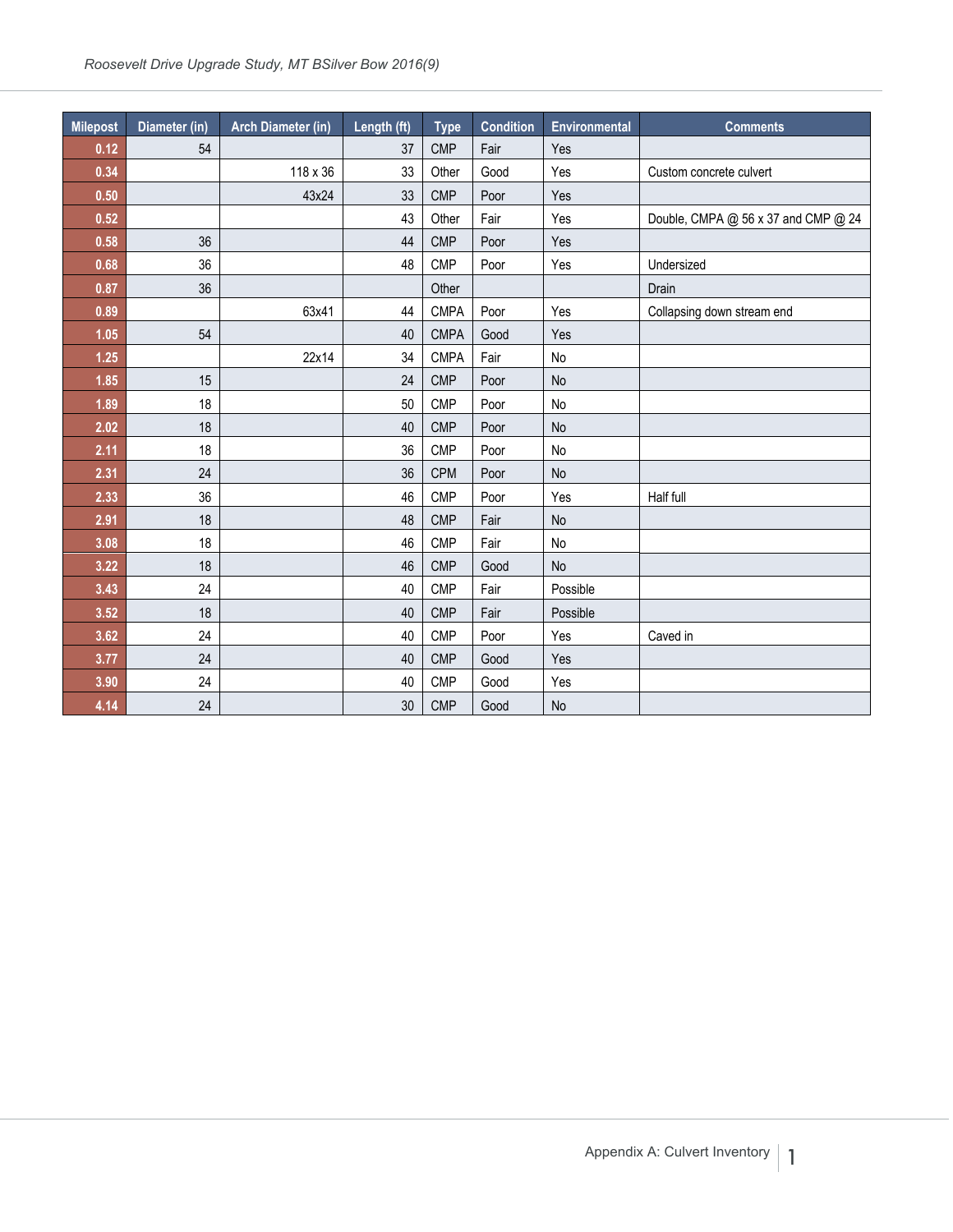| Milepost | Diameter (in) | Arch Diameter (in) | Length (ft) | Type | Condition | Environmental | Comments |
|---|---|---|---|---|---|---|---|
| 0.12 | 54 | | 37 | CMP | Fair | Yes | |
| 0.34 | | 118 x 36 | 33 | Other | Good | Yes | Custom concrete culvert |
| 0.50 | | 43x24 | 33 | CMP | Poor | Yes | |
| 0.52 | | | 43 | Other | Fair | Yes | Double, CMPA @ 56 x 37 and CMP @ 24 |
| 0.58 | 36 | | 44 | CMP | Poor | Yes | |
| 0.68 | 36 | | 48 | CMP | Poor | Yes | Undersized |
| 0.87 | 36 | | | Other | | | Drain |
| 0.89 | | 63x41 | 44 | CMPA | Poor | Yes | Collapsing down stream end |
| 1.05 | 54 | | 40 | CMPA | Good | Yes | |
| 1.25 | | 22x14 | 34 | CMPA | Fair | No | |
| 1.85 | 15 | | 24 | CMP | Poor | No | |
| 1.89 | 18 | | 50 | CMP | Poor | No | |
| 2.02 | 18 | | 40 | CMP | Poor | No | |
| 2.11 | 18 | | 36 | CMP | Poor | No | |
| 2.31 | 24 | | 36 | CPM | Poor | No | |
| 2.33 | 36 | | 46 | CMP | Poor | Yes | Half full |
| 2.91 | 18 | | 48 | CMP | Fair | No | |
| 3.08 | 18 | | 46 | CMP | Fair | No | |
| 3.22 | 18 | | 46 | CMP | Good | No | |
| 3.43 | 24 | | 40 | CMP | Fair | Possible | |
| 3.52 | 18 | | 40 | CMP | Fair | Possible | |
| 3.62 | 24 | | 40 | CMP | Poor | Yes | Caved in |
| 3.77 | 24 | | 40 | CMP | Good | Yes | |
| 3.90 | 24 | | 40 | CMP | Good | Yes | |
| 4.14 | 24 | | 30 | CMP | Good | No | |